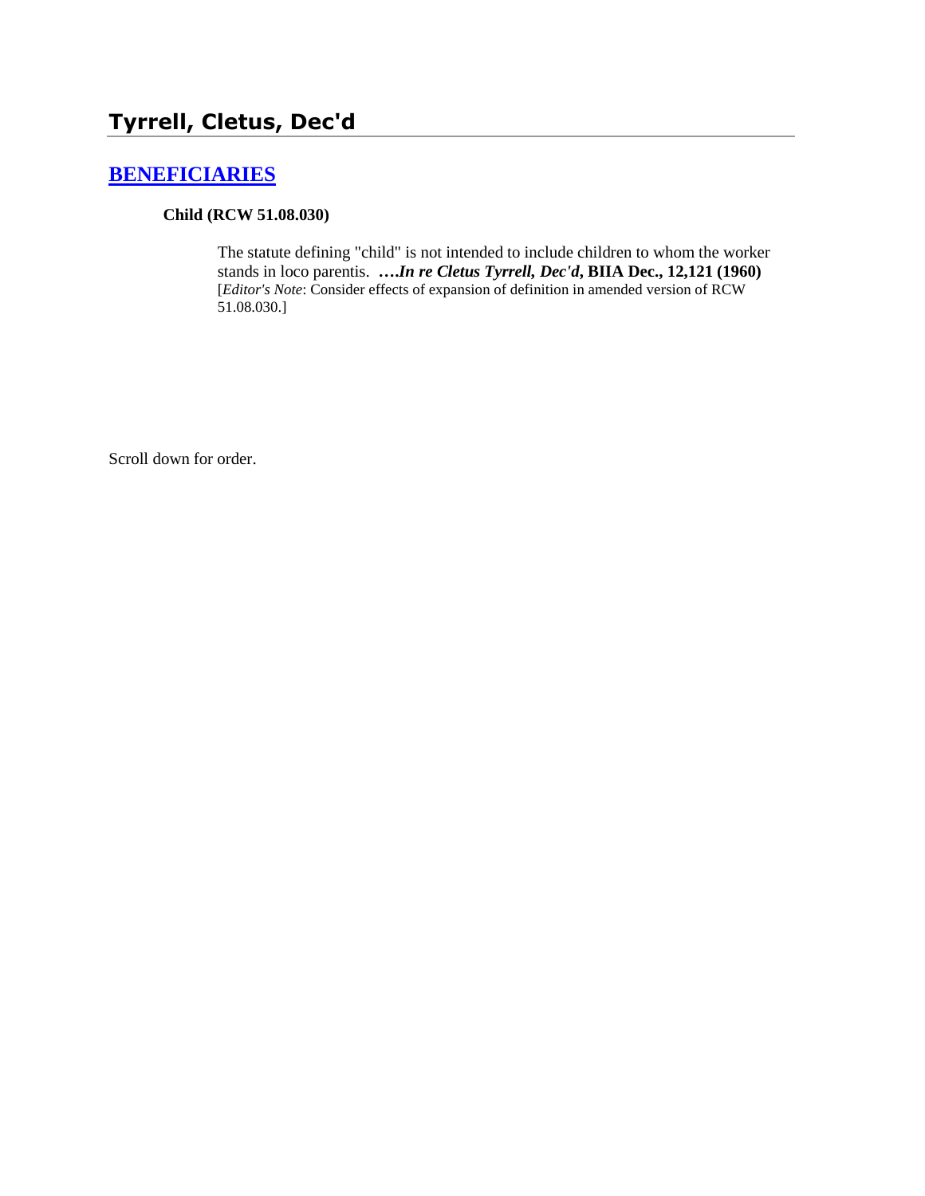## Tyrrell, Cletus, Dec'd

### BENEFICIARIES

**Child (RCW 51.08.030)**

The statute defining "child" is not intended to include children to whom the worker stands in loco parentis. ***….In re Cletus Tyrrell, Dec'd*, BIIA Dec., 12,121 (1960)** [*Editor's Note*: Consider effects of expansion of definition in amended version of RCW 51.08.030.]

Scroll down for order.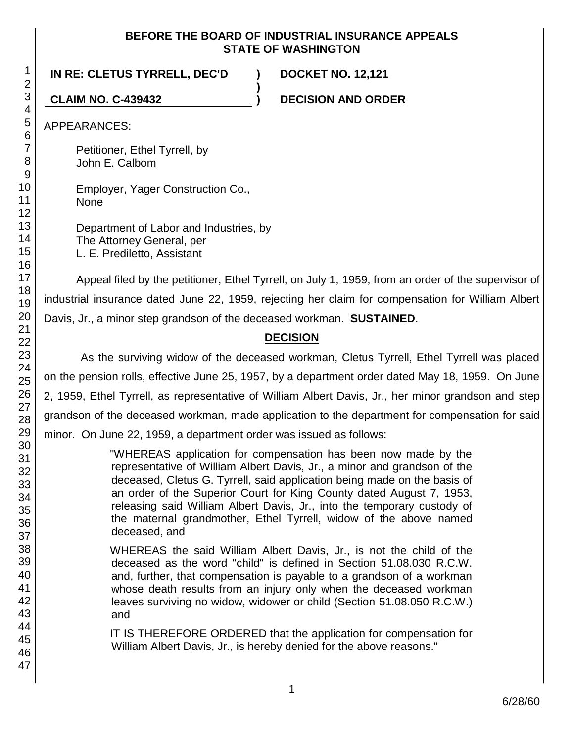**BEFORE THE BOARD OF INDUSTRIAL INSURANCE APPEALS STATE OF WASHINGTON**

| | | |
|---|---|---|
| **IN RE: CLETUS TYRRELL, DEC'D** | **)** | **DOCKET NO. 12,121** |
| | **)** | |
| **CLAIM NO. C-439432** | **)** | **DECISION AND ORDER** |

APPEARANCES:

Petitioner, Ethel Tyrrell, by
John E. Calbom

Employer, Yager Construction Co.,
None

Department of Labor and Industries, by
The Attorney General, per
L. E. Prediletto, Assistant

Appeal filed by the petitioner, Ethel Tyrrell, on July 1, 1959, from an order of the supervisor of industrial insurance dated June 22, 1959, rejecting her claim for compensation for William Albert Davis, Jr., a minor step grandson of the deceased workman. **SUSTAINED**.

## DECISION

As the surviving widow of the deceased workman, Cletus Tyrrell, Ethel Tyrrell was placed on the pension rolls, effective June 25, 1957, by a department order dated May 18, 1959. On June 2, 1959, Ethel Tyrrell, as representative of William Albert Davis, Jr., her minor grandson and step grandson of the deceased workman, made application to the department for compensation for said minor. On June 22, 1959, a department order was issued as follows:

> "WHEREAS application for compensation has been now made by the representative of William Albert Davis, Jr., a minor and grandson of the deceased, Cletus G. Tyrrell, said application being made on the basis of an order of the Superior Court for King County dated August 7, 1953, releasing said William Albert Davis, Jr., into the temporary custody of the maternal grandmother, Ethel Tyrrell, widow of the above named deceased, and
>
> WHEREAS the said William Albert Davis, Jr., is not the child of the deceased as the word "child" is defined in Section 51.08.030 R.C.W. and, further, that compensation is payable to a grandson of a workman whose death results from an injury only when the deceased workman leaves surviving no widow, widower or child (Section 51.08.050 R.C.W.) and
>
> IT IS THEREFORE ORDERED that the application for compensation for William Albert Davis, Jr., is hereby denied for the above reasons."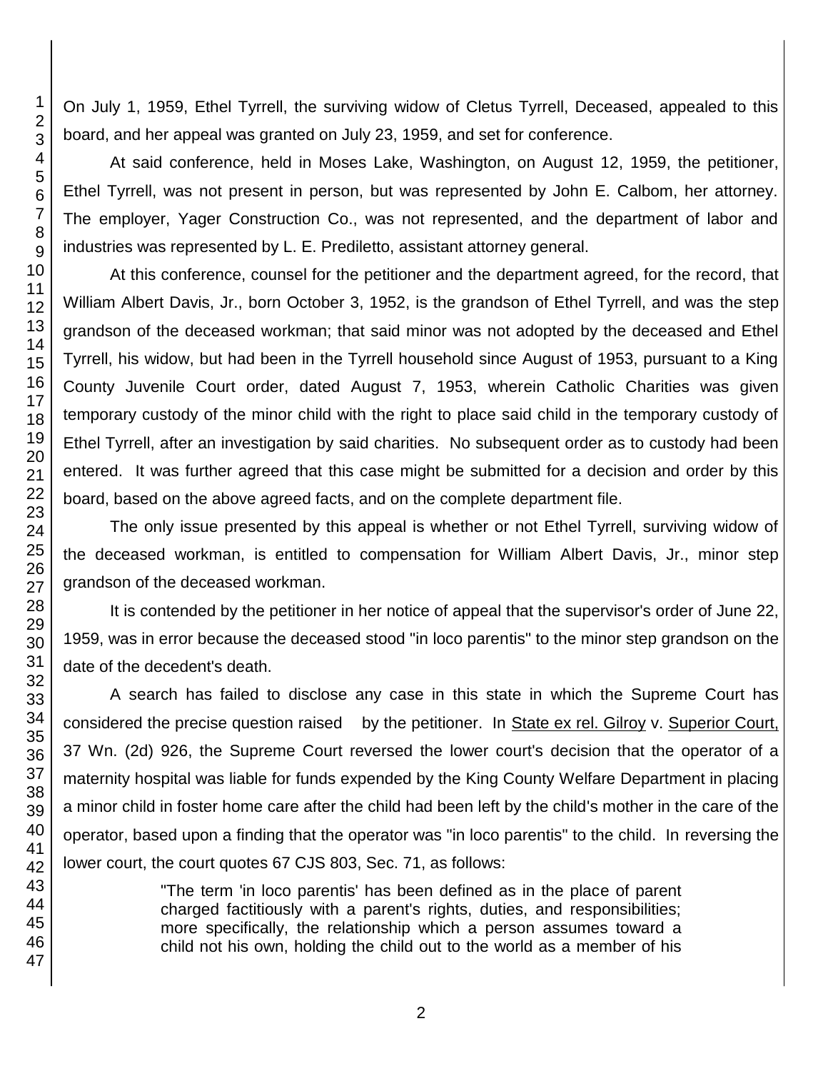On July 1, 1959, Ethel Tyrrell, the surviving widow of Cletus Tyrrell, Deceased, appealed to this board, and her appeal was granted on July 23, 1959, and set for conference.

At said conference, held in Moses Lake, Washington, on August 12, 1959, the petitioner, Ethel Tyrrell, was not present in person, but was represented by John E. Calbom, her attorney. The employer, Yager Construction Co., was not represented, and the department of labor and industries was represented by L. E. Prediletto, assistant attorney general.

At this conference, counsel for the petitioner and the department agreed, for the record, that William Albert Davis, Jr., born October 3, 1952, is the grandson of Ethel Tyrrell, and was the step grandson of the deceased workman; that said minor was not adopted by the deceased and Ethel Tyrrell, his widow, but had been in the Tyrrell household since August of 1953, pursuant to a King County Juvenile Court order, dated August 7, 1953, wherein Catholic Charities was given temporary custody of the minor child with the right to place said child in the temporary custody of Ethel Tyrrell, after an investigation by said charities. No subsequent order as to custody had been entered. It was further agreed that this case might be submitted for a decision and order by this board, based on the above agreed facts, and on the complete department file.

The only issue presented by this appeal is whether or not Ethel Tyrrell, surviving widow of the deceased workman, is entitled to compensation for William Albert Davis, Jr., minor step grandson of the deceased workman.

It is contended by the petitioner in her notice of appeal that the supervisor's order of June 22, 1959, was in error because the deceased stood "in loco parentis" to the minor step grandson on the date of the decedent's death.

A search has failed to disclose any case in this state in which the Supreme Court has considered the precise question raised by the petitioner. In State ex rel. Gilroy v. Superior Court, 37 Wn. (2d) 926, the Supreme Court reversed the lower court's decision that the operator of a maternity hospital was liable for funds expended by the King County Welfare Department in placing a minor child in foster home care after the child had been left by the child's mother in the care of the operator, based upon a finding that the operator was "in loco parentis" to the child. In reversing the lower court, the court quotes 67 CJS 803, Sec. 71, as follows:

> "The term 'in loco parentis' has been defined as in the place of parent charged factitiously with a parent's rights, duties, and responsibilities; more specifically, the relationship which a person assumes toward a child not his own, holding the child out to the world as a member of his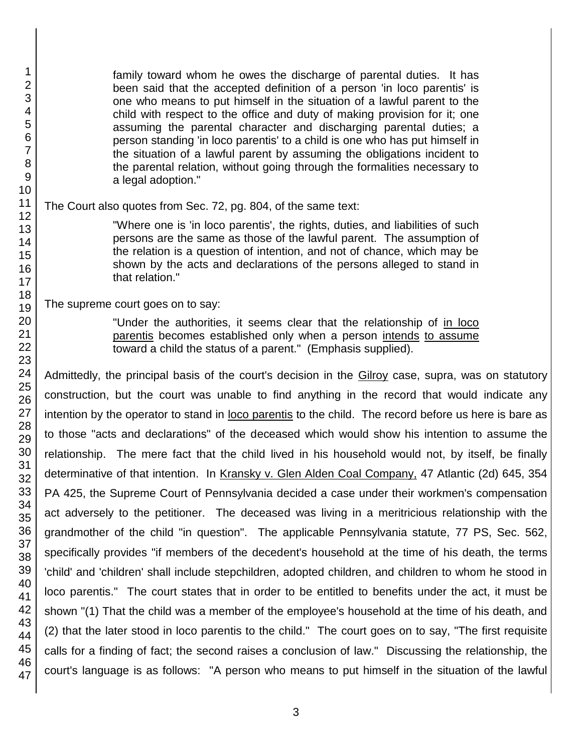> family toward whom he owes the discharge of parental duties. It has been said that the accepted definition of a person 'in loco parentis' is one who means to put himself in the situation of a lawful parent to the child with respect to the office and duty of making provision for it; one assuming the parental character and discharging parental duties; a person standing 'in loco parentis' to a child is one who has put himself in the situation of a lawful parent by assuming the obligations incident to the parental relation, without going through the formalities necessary to a legal adoption."

The Court also quotes from Sec. 72, pg. 804, of the same text:

> "Where one is 'in loco parentis', the rights, duties, and liabilities of such persons are the same as those of the lawful parent. The assumption of the relation is a question of intention, and not of chance, which may be shown by the acts and declarations of the persons alleged to stand in that relation."

The supreme court goes on to say:

> "Under the authorities, it seems clear that the relationship of <u>in loco parentis</u> becomes established only when a person <u>intends</u> <u>to assume</u> toward a child the status of a parent." (Emphasis supplied).

Admittedly, the principal basis of the court's decision in the <u>Gilroy</u> case, supra, was on statutory construction, but the court was unable to find anything in the record that would indicate any intention by the operator to stand in <u>loco parentis</u> to the child. The record before us here is bare as to those "acts and declarations" of the deceased which would show his intention to assume the relationship. The mere fact that the child lived in his household would not, by itself, be finally determinative of that intention. In <u>Kransky v. Glen Alden Coal Company,</u> 47 Atlantic (2d) 645, 354 PA 425, the Supreme Court of Pennsylvania decided a case under their workmen's compensation act adversely to the petitioner. The deceased was living in a meritricious relationship with the grandmother of the child "in question". The applicable Pennsylvania statute, 77 PS, Sec. 562, specifically provides "if members of the decedent's household at the time of his death, the terms 'child' and 'children' shall include stepchildren, adopted children, and children to whom he stood in loco parentis." The court states that in order to be entitled to benefits under the act, it must be shown "(1) That the child was a member of the employee's household at the time of his death, and (2) that the later stood in loco parentis to the child." The court goes on to say, "The first requisite calls for a finding of fact; the second raises a conclusion of law." Discussing the relationship, the court's language is as follows: "A person who means to put himself in the situation of the lawful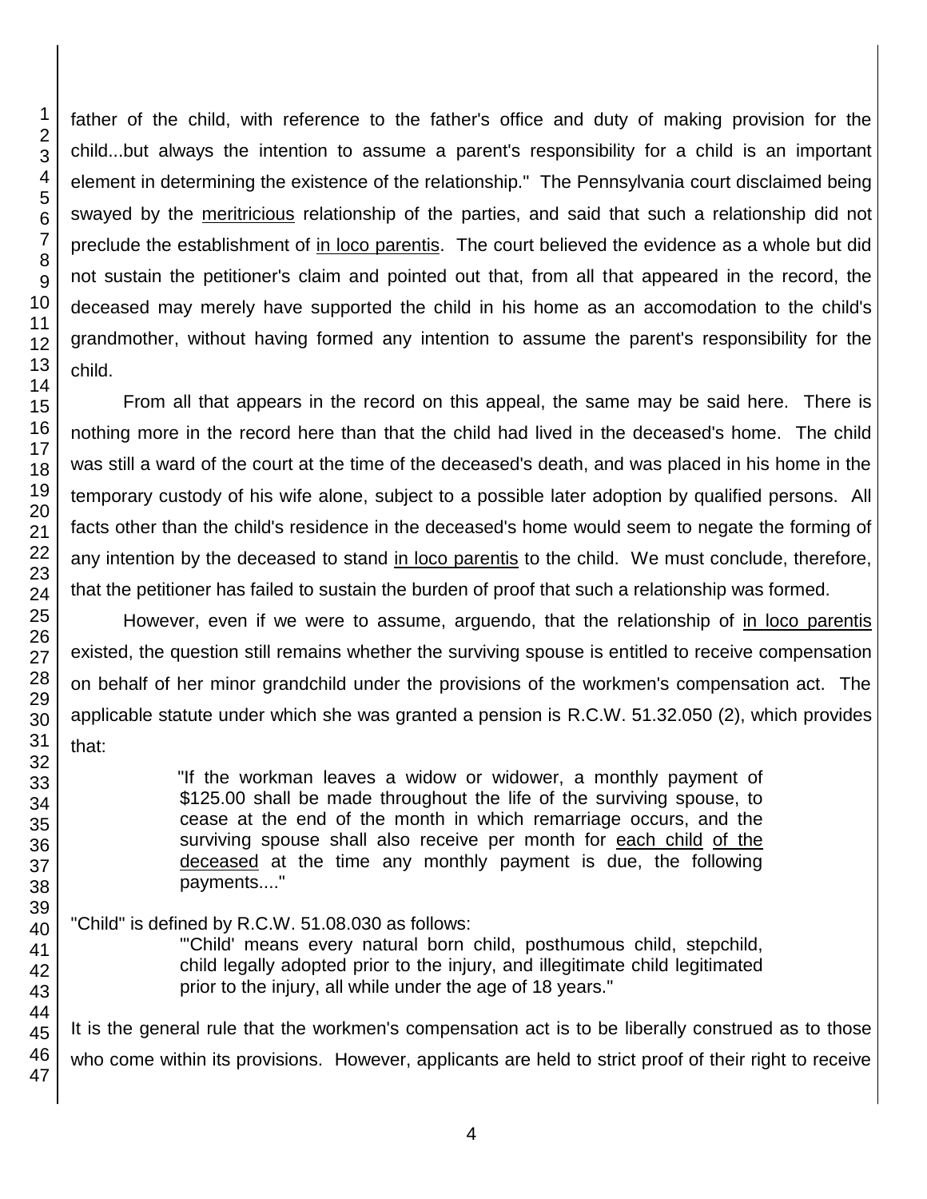father of the child, with reference to the father's office and duty of making provision for the child...but always the intention to assume a parent's responsibility for a child is an important element in determining the existence of the relationship." The Pennsylvania court disclaimed being swayed by the meritricious relationship of the parties, and said that such a relationship did not preclude the establishment of in loco parentis. The court believed the evidence as a whole but did not sustain the petitioner's claim and pointed out that, from all that appeared in the record, the deceased may merely have supported the child in his home as an accomodation to the child's grandmother, without having formed any intention to assume the parent's responsibility for the child.

From all that appears in the record on this appeal, the same may be said here. There is nothing more in the record here than that the child had lived in the deceased's home. The child was still a ward of the court at the time of the deceased's death, and was placed in his home in the temporary custody of his wife alone, subject to a possible later adoption by qualified persons. All facts other than the child's residence in the deceased's home would seem to negate the forming of any intention by the deceased to stand in loco parentis to the child. We must conclude, therefore, that the petitioner has failed to sustain the burden of proof that such a relationship was formed.

However, even if we were to assume, arguendo, that the relationship of in loco parentis existed, the question still remains whether the surviving spouse is entitled to receive compensation on behalf of her minor grandchild under the provisions of the workmen's compensation act. The applicable statute under which she was granted a pension is R.C.W. 51.32.050 (2), which provides that:

> "If the workman leaves a widow or widower, a monthly payment of \$125.00 shall be made throughout the life of the surviving spouse, to cease at the end of the month in which remarriage occurs, and the surviving spouse shall also receive per month for each child of the deceased at the time any monthly payment is due, the following payments...."

"Child" is defined by R.C.W. 51.08.030 as follows:

> "'Child' means every natural born child, posthumous child, stepchild, child legally adopted prior to the injury, and illegitimate child legitimated prior to the injury, all while under the age of 18 years."

It is the general rule that the workmen's compensation act is to be liberally construed as to those who come within its provisions. However, applicants are held to strict proof of their right to receive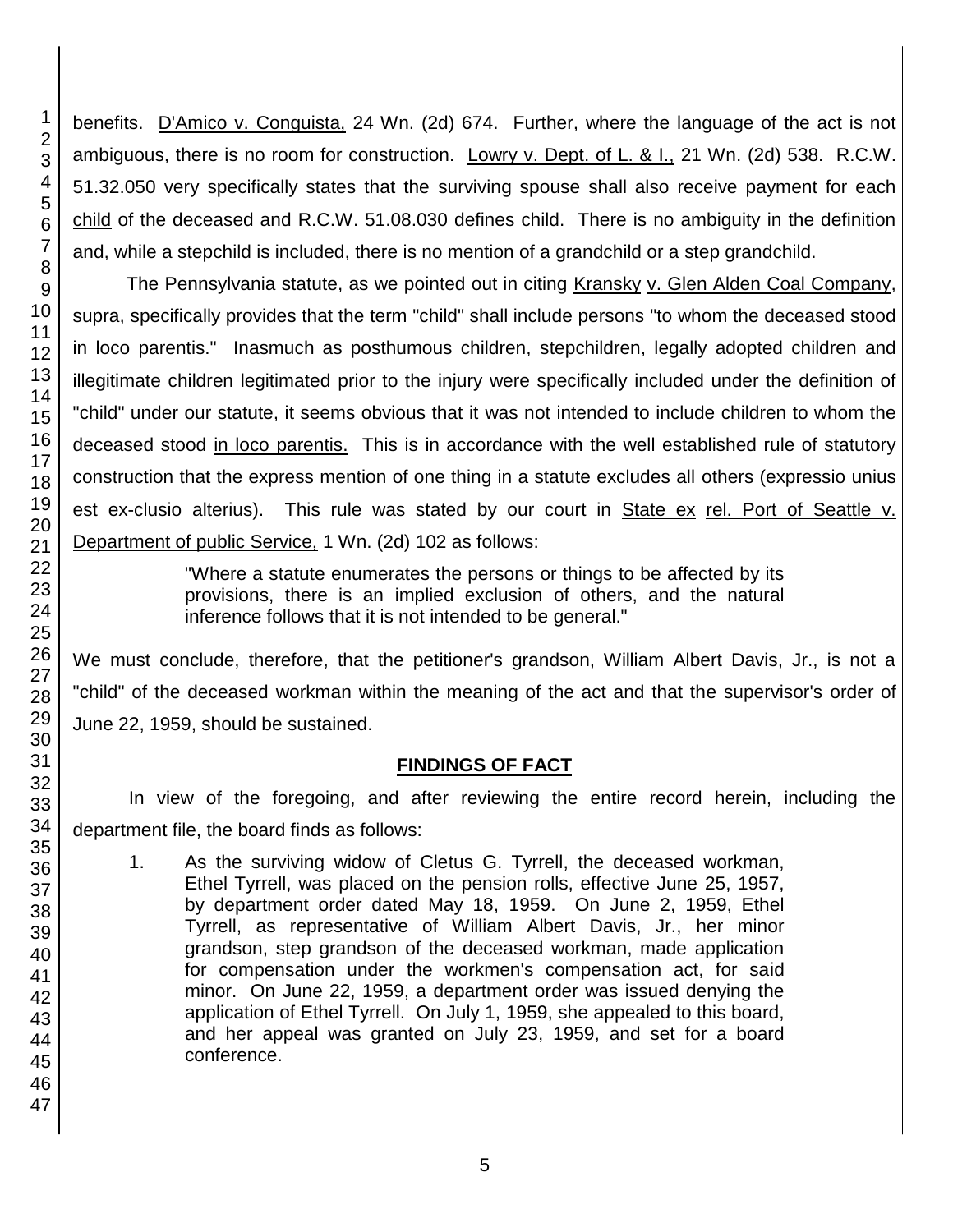benefits. D'Amico v. Conguista, 24 Wn. (2d) 674. Further, where the language of the act is not ambiguous, there is no room for construction. Lowry v. Dept. of L. & I., 21 Wn. (2d) 538. R.C.W. 51.32.050 very specifically states that the surviving spouse shall also receive payment for each child of the deceased and R.C.W. 51.08.030 defines child. There is no ambiguity in the definition and, while a stepchild is included, there is no mention of a grandchild or a step grandchild.

The Pennsylvania statute, as we pointed out in citing Kransky v. Glen Alden Coal Company, supra, specifically provides that the term "child" shall include persons "to whom the deceased stood in loco parentis." Inasmuch as posthumous children, stepchildren, legally adopted children and illegitimate children legitimated prior to the injury were specifically included under the definition of "child" under our statute, it seems obvious that it was not intended to include children to whom the deceased stood in loco parentis. This is in accordance with the well established rule of statutory construction that the express mention of one thing in a statute excludes all others (expressio unius est ex-clusio alterius). This rule was stated by our court in State ex rel. Port of Seattle v. Department of public Service, 1 Wn. (2d) 102 as follows:

> "Where a statute enumerates the persons or things to be affected by its provisions, there is an implied exclusion of others, and the natural inference follows that it is not intended to be general."

We must conclude, therefore, that the petitioner's grandson, William Albert Davis, Jr., is not a "child" of the deceased workman within the meaning of the act and that the supervisor's order of June 22, 1959, should be sustained.

## FINDINGS OF FACT

In view of the foregoing, and after reviewing the entire record herein, including the department file, the board finds as follows:

1. As the surviving widow of Cletus G. Tyrrell, the deceased workman, Ethel Tyrrell, was placed on the pension rolls, effective June 25, 1957, by department order dated May 18, 1959. On June 2, 1959, Ethel Tyrrell, as representative of William Albert Davis, Jr., her minor grandson, step grandson of the deceased workman, made application for compensation under the workmen's compensation act, for said minor. On June 22, 1959, a department order was issued denying the application of Ethel Tyrrell. On July 1, 1959, she appealed to this board, and her appeal was granted on July 23, 1959, and set for a board conference.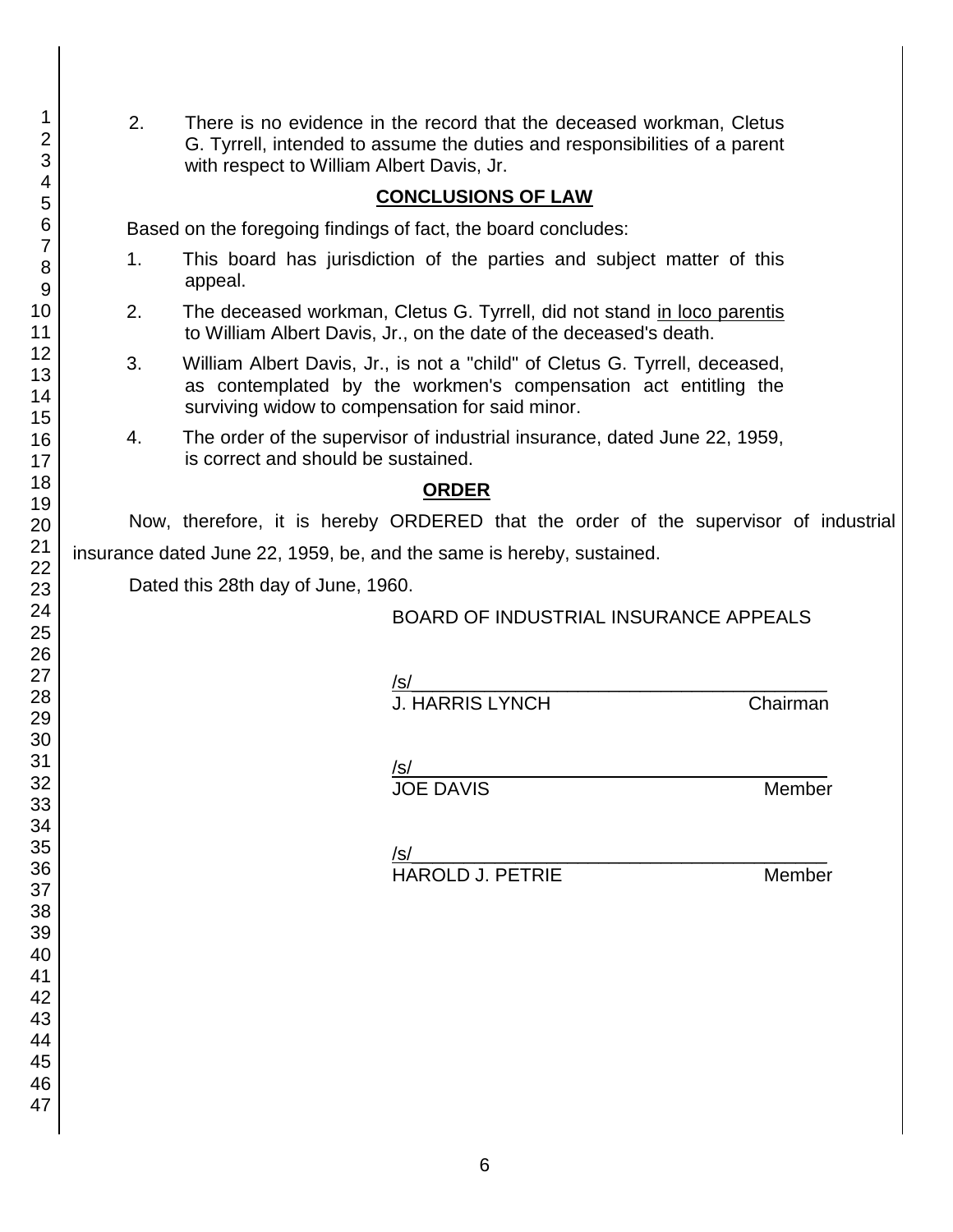2. There is no evidence in the record that the deceased workman, Cletus G. Tyrrell, intended to assume the duties and responsibilities of a parent with respect to William Albert Davis, Jr.

## CONCLUSIONS OF LAW

Based on the foregoing findings of fact, the board concludes:

1. This board has jurisdiction of the parties and subject matter of this appeal.
2. The deceased workman, Cletus G. Tyrrell, did not stand in loco parentis to William Albert Davis, Jr., on the date of the deceased's death.
3. William Albert Davis, Jr., is not a "child" of Cletus G. Tyrrell, deceased, as contemplated by the workmen's compensation act entitling the surviving widow to compensation for said minor.
4. The order of the supervisor of industrial insurance, dated June 22, 1959, is correct and should be sustained.

## ORDER

Now, therefore, it is hereby ORDERED that the order of the supervisor of industrial insurance dated June 22, 1959, be, and the same is hereby, sustained.

Dated this 28th day of June, 1960.

BOARD OF INDUSTRIAL INSURANCE APPEALS

/s/
J. HARRIS LYNCH, Chairman

/s/
JOE DAVIS, Member

/s/
HAROLD J. PETRIE, Member